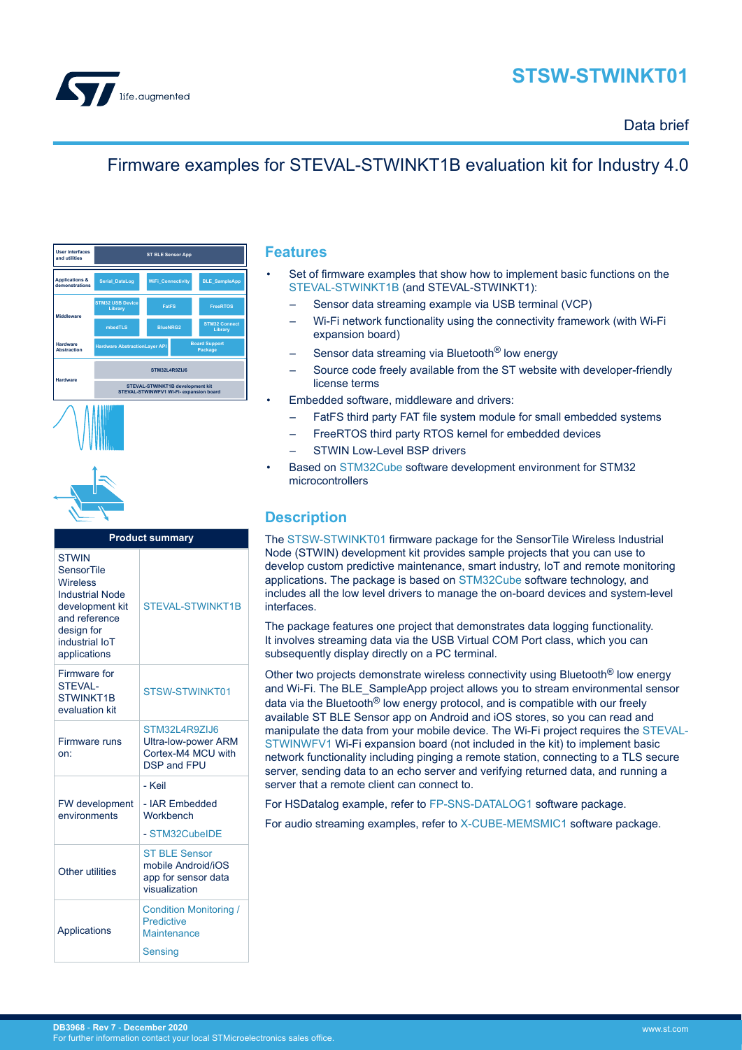# STSW-STWINKT01

Data brief

## Firmware examples for STEVAL-STWINKT1B evaluation kit for Industry 4.0

| User interfaces and utilities | ST BLE Sensor App | |
|---|---|---|
| Applications & demonstrations | Serial_DataLog | WiFi_Connectivity | BLE_SampleApp |
| Middleware | STM32 USB Device Library | FatFS | FreeRTOS |
| | mbedTLS | BlueNRG2 | STM32 Connect Library |
| Hardware Abstraction | Hardware AbstractionLayer API | Board Support Package | |
| Hardware | STM32L4R9ZIJ6 | | |
| | STEVAL-STWINKT1B development kit STEVAL-STWINWFV1 Wi-Fi expansion board | | |

| Product summary | |
|---|---|
| STWIN SensorTile Wireless Industrial Node development kit and reference design for industrial IoT applications | STEVAL-STWINKT1B |
| Firmware for STEVAL-STWINKT1B evaluation kit | STSW-STWINKT01 |
| Firmware runs on: | STM32L4R9ZIJ6 Ultra-low-power ARM Cortex-M4 MCU with DSP and FPU |
| FW development environments | - Keil<br>- IAR Embedded Workbench<br>- STM32CubeIDE |
| Other utilities | ST BLE Sensor mobile Android/iOS app for sensor data visualization |
| Applications | Condition Monitoring / Predictive Maintenance<br>Sensing |

## Features

- Set of firmware examples that show how to implement basic functions on the STEVAL-STWINKT1B (and STEVAL-STWINKT1):
  - Sensor data streaming example via USB terminal (VCP)
  - Wi-Fi network functionality using the connectivity framework (with Wi-Fi expansion board)
  - Sensor data streaming via Bluetooth® low energy
  - Source code freely available from the ST website with developer-friendly license terms
- Embedded software, middleware and drivers:
  - FatFS third party FAT file system module for small embedded systems
  - FreeRTOS third party RTOS kernel for embedded devices
  - STWIN Low-Level BSP drivers
- Based on STM32Cube software development environment for STM32 microcontrollers

## Description

The STSW-STWINKT01 firmware package for the SensorTile Wireless Industrial Node (STWIN) development kit provides sample projects that you can use to develop custom predictive maintenance, smart industry, IoT and remote monitoring applications. The package is based on STM32Cube software technology, and includes all the low level drivers to manage the on-board devices and system-level interfaces.

The package features one project that demonstrates data logging functionality. It involves streaming data via the USB Virtual COM Port class, which you can subsequently display directly on a PC terminal.

Other two projects demonstrate wireless connectivity using Bluetooth® low energy and Wi-Fi. The BLE_SampleApp project allows you to stream environmental sensor data via the Bluetooth® low energy protocol, and is compatible with our freely available ST BLE Sensor app on Android and iOS stores, so you can read and manipulate the data from your mobile device. The Wi-Fi project requires the STEVAL-STWINWFV1 Wi-Fi expansion board (not included in the kit) to implement basic network functionality including pinging a remote station, connecting to a TLS secure server, sending data to an echo server and verifying returned data, and running a server that a remote client can connect to.

For HSDatalog example, refer to FP-SNS-DATALOG1 software package.

For audio streaming examples, refer to X-CUBE-MEMSMIC1 software package.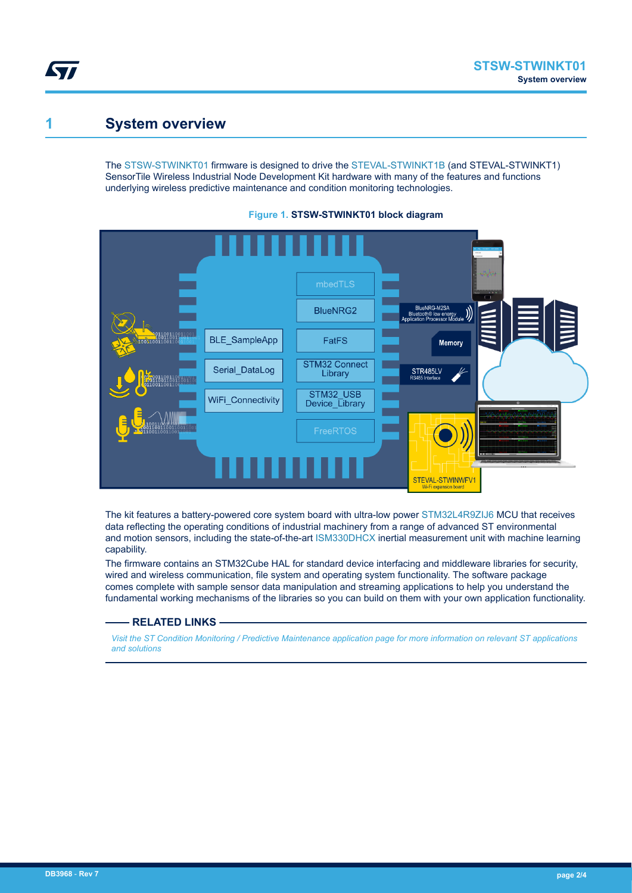# 1 System overview

The STSW-STWINKT01 firmware is designed to drive the STEVAL-STWINKT1B (and STEVAL-STWINKT1) SensorTile Wireless Industrial Node Development Kit hardware with many of the features and functions underlying wireless predictive maintenance and condition monitoring technologies.

**Figure 1. STSW-STWINKT01 block diagram**

The kit features a battery-powered core system board with ultra-low power STM32L4R9ZIJ6 MCU that receives data reflecting the operating conditions of industrial machinery from a range of advanced ST environmental and motion sensors, including the state-of-the-art ISM330DHCX inertial measurement unit with machine learning capability.

The firmware contains an STM32Cube HAL for standard device interfacing and middleware libraries for security, wired and wireless communication, file system and operating system functionality. The software package comes complete with sample sensor data manipulation and streaming applications to help you understand the fundamental working mechanisms of the libraries so you can build on them with your own application functionality.

**RELATED LINKS**

*Visit the ST Condition Monitoring / Predictive Maintenance application page for more information on relevant ST applications and solutions*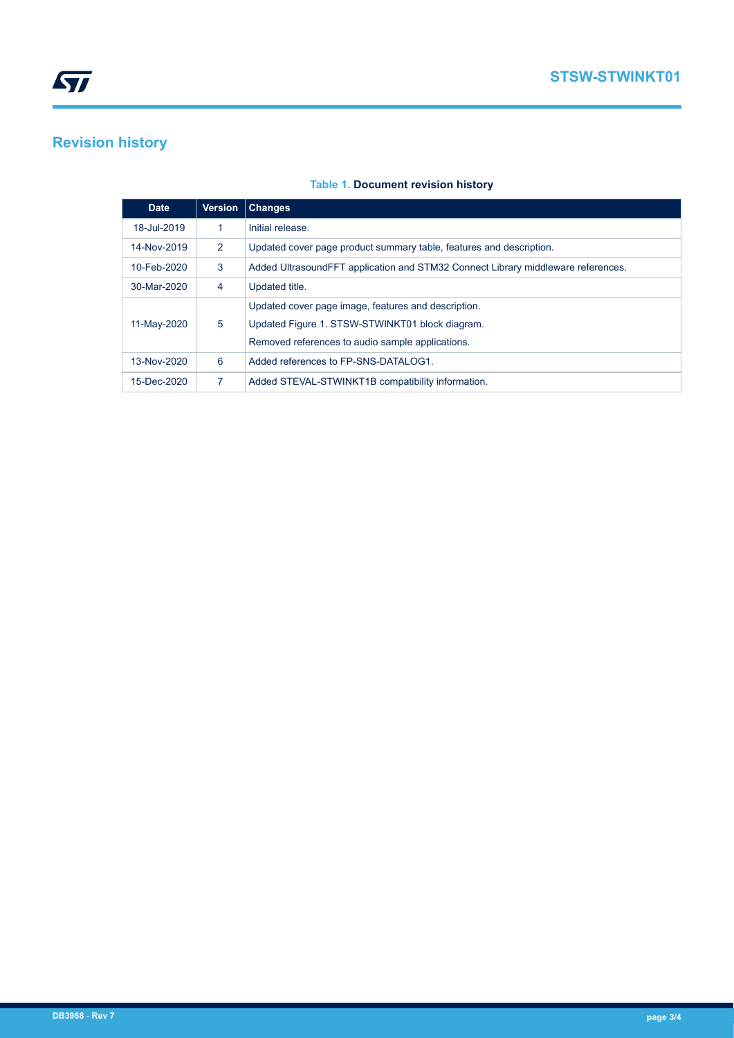## Revision history

**Table 1. Document revision history**

| Date | Version | Changes |
| --- | --- | --- |
| 18-Jul-2019 | 1 | Initial release. |
| 14-Nov-2019 | 2 | Updated cover page product summary table, features and description. |
| 10-Feb-2020 | 3 | Added UltrasoundFFT application and STM32 Connect Library middleware references. |
| 30-Mar-2020 | 4 | Updated title. |
| 11-May-2020 | 5 | Updated cover page image, features and description.<br>Updated Figure 1. STSW-STWINKT01 block diagram.<br>Removed references to audio sample applications. |
| 13-Nov-2020 | 6 | Added references to FP-SNS-DATALOG1. |
| 15-Dec-2020 | 7 | Added STEVAL-STWINKT1B compatibility information. |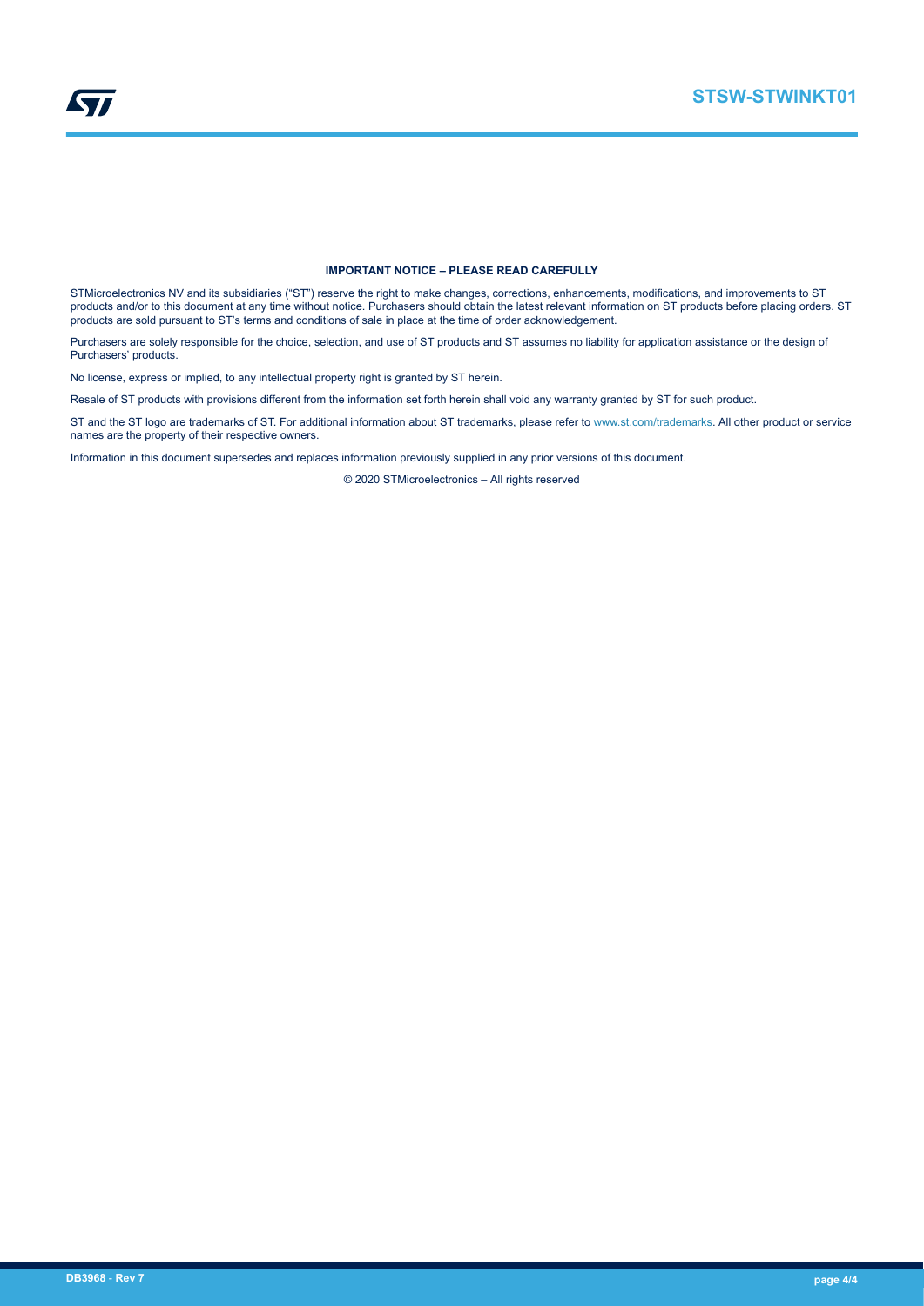**IMPORTANT NOTICE – PLEASE READ CAREFULLY**

STMicroelectronics NV and its subsidiaries ("ST") reserve the right to make changes, corrections, enhancements, modifications, and improvements to ST products and/or to this document at any time without notice. Purchasers should obtain the latest relevant information on ST products before placing orders. ST products are sold pursuant to ST's terms and conditions of sale in place at the time of order acknowledgement.

Purchasers are solely responsible for the choice, selection, and use of ST products and ST assumes no liability for application assistance or the design of Purchasers' products.

No license, express or implied, to any intellectual property right is granted by ST herein.

Resale of ST products with provisions different from the information set forth herein shall void any warranty granted by ST for such product.

ST and the ST logo are trademarks of ST. For additional information about ST trademarks, please refer to www.st.com/trademarks. All other product or service names are the property of their respective owners.

Information in this document supersedes and replaces information previously supplied in any prior versions of this document.

© 2020 STMicroelectronics – All rights reserved